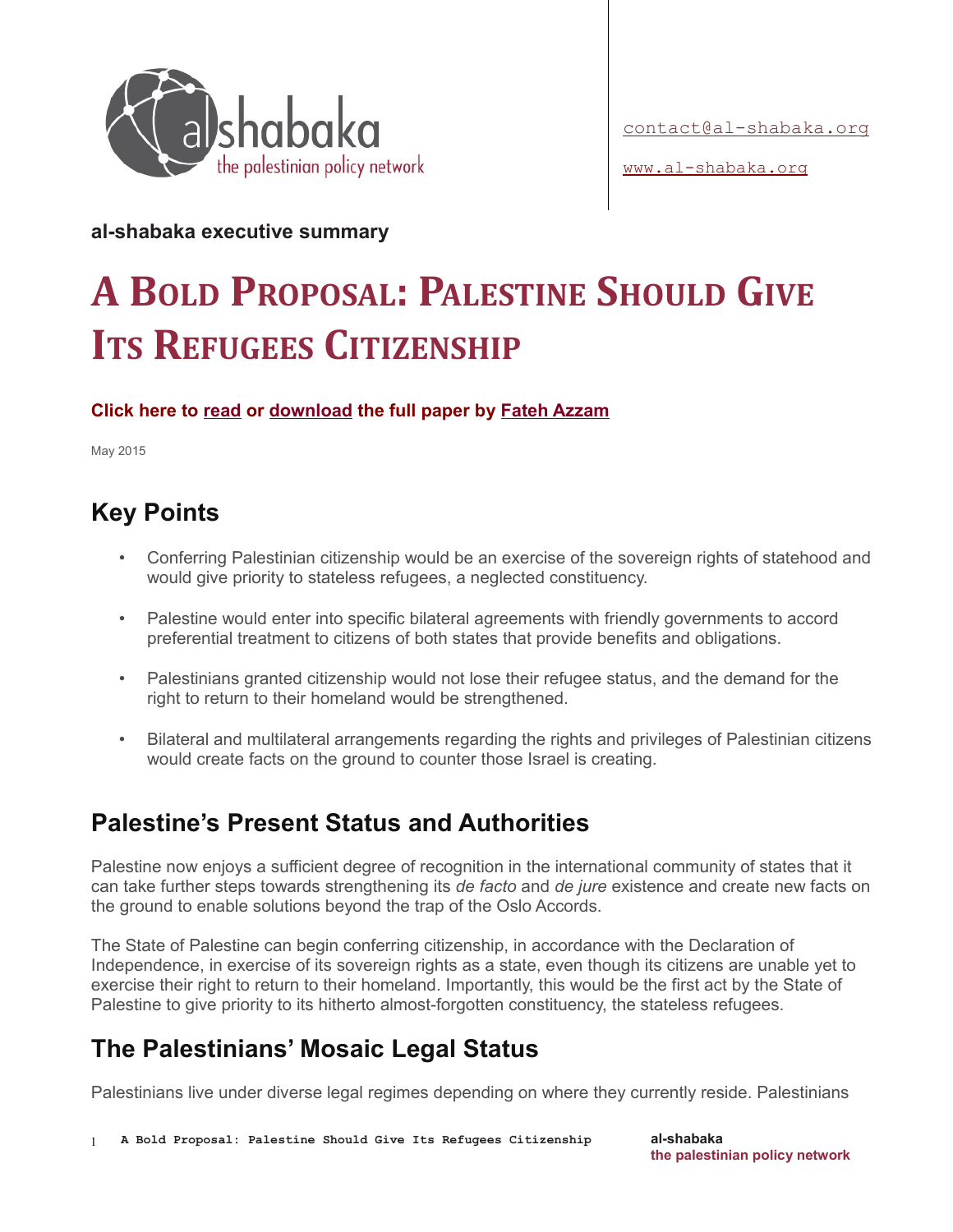contact@al-shabaka.org

www.al-shabaka.org

**al-shabaka executive summary**

# A Bold Proposal: Palestine Should Give Its Refugees Citizenship

**Click here to read or download the full paper by Fateh Azzam**

May 2015

## Key Points

- Conferring Palestinian citizenship would be an exercise of the sovereign rights of statehood and would give priority to stateless refugees, a neglected constituency.
- Palestine would enter into specific bilateral agreements with friendly governments to accord preferential treatment to citizens of both states that provide benefits and obligations.
- Palestinians granted citizenship would not lose their refugee status, and the demand for the right to return to their homeland would be strengthened.
- Bilateral and multilateral arrangements regarding the rights and privileges of Palestinian citizens would create facts on the ground to counter those Israel is creating.

## Palestine's Present Status and Authorities

Palestine now enjoys a sufficient degree of recognition in the international community of states that it can take further steps towards strengthening its *de facto* and *de jure* existence and create new facts on the ground to enable solutions beyond the trap of the Oslo Accords.

The State of Palestine can begin conferring citizenship, in accordance with the Declaration of Independence, in exercise of its sovereign rights as a state, even though its citizens are unable yet to exercise their right to return to their homeland. Importantly, this would be the first act by the State of Palestine to give priority to its hitherto almost-forgotten constituency, the stateless refugees.

## The Palestinians' Mosaic Legal Status

Palestinians live under diverse legal regimes depending on where they currently reside. Palestinians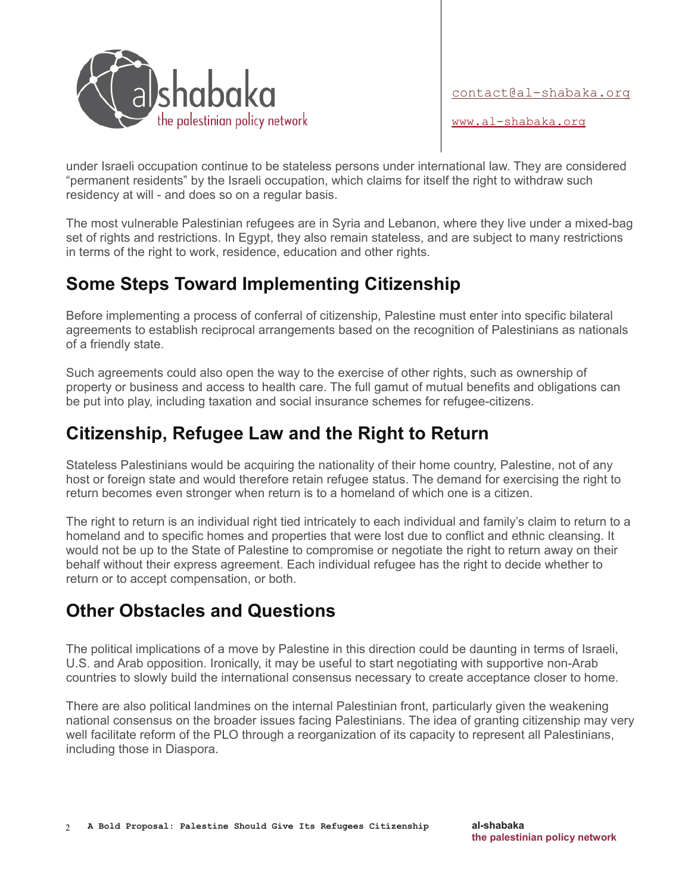under Israeli occupation continue to be stateless persons under international law. They are considered "permanent residents" by the Israeli occupation, which claims for itself the right to withdraw such residency at will - and does so on a regular basis.

The most vulnerable Palestinian refugees are in Syria and Lebanon, where they live under a mixed-bag set of rights and restrictions. In Egypt, they also remain stateless, and are subject to many restrictions in terms of the right to work, residence, education and other rights.

## Some Steps Toward Implementing Citizenship

Before implementing a process of conferral of citizenship, Palestine must enter into specific bilateral agreements to establish reciprocal arrangements based on the recognition of Palestinians as nationals of a friendly state.

Such agreements could also open the way to the exercise of other rights, such as ownership of property or business and access to health care. The full gamut of mutual benefits and obligations can be put into play, including taxation and social insurance schemes for refugee-citizens.

## Citizenship, Refugee Law and the Right to Return

Stateless Palestinians would be acquiring the nationality of their home country, Palestine, not of any host or foreign state and would therefore retain refugee status. The demand for exercising the right to return becomes even stronger when return is to a homeland of which one is a citizen.

The right to return is an individual right tied intricately to each individual and family's claim to return to a homeland and to specific homes and properties that were lost due to conflict and ethnic cleansing. It would not be up to the State of Palestine to compromise or negotiate the right to return away on their behalf without their express agreement. Each individual refugee has the right to decide whether to return or to accept compensation, or both.

## Other Obstacles and Questions

The political implications of a move by Palestine in this direction could be daunting in terms of Israeli, U.S. and Arab opposition. Ironically, it may be useful to start negotiating with supportive non-Arab countries to slowly build the international consensus necessary to create acceptance closer to home.

There are also political landmines on the internal Palestinian front, particularly given the weakening national consensus on the broader issues facing Palestinians. The idea of granting citizenship may very well facilitate reform of the PLO through a reorganization of its capacity to represent all Palestinians, including those in Diaspora.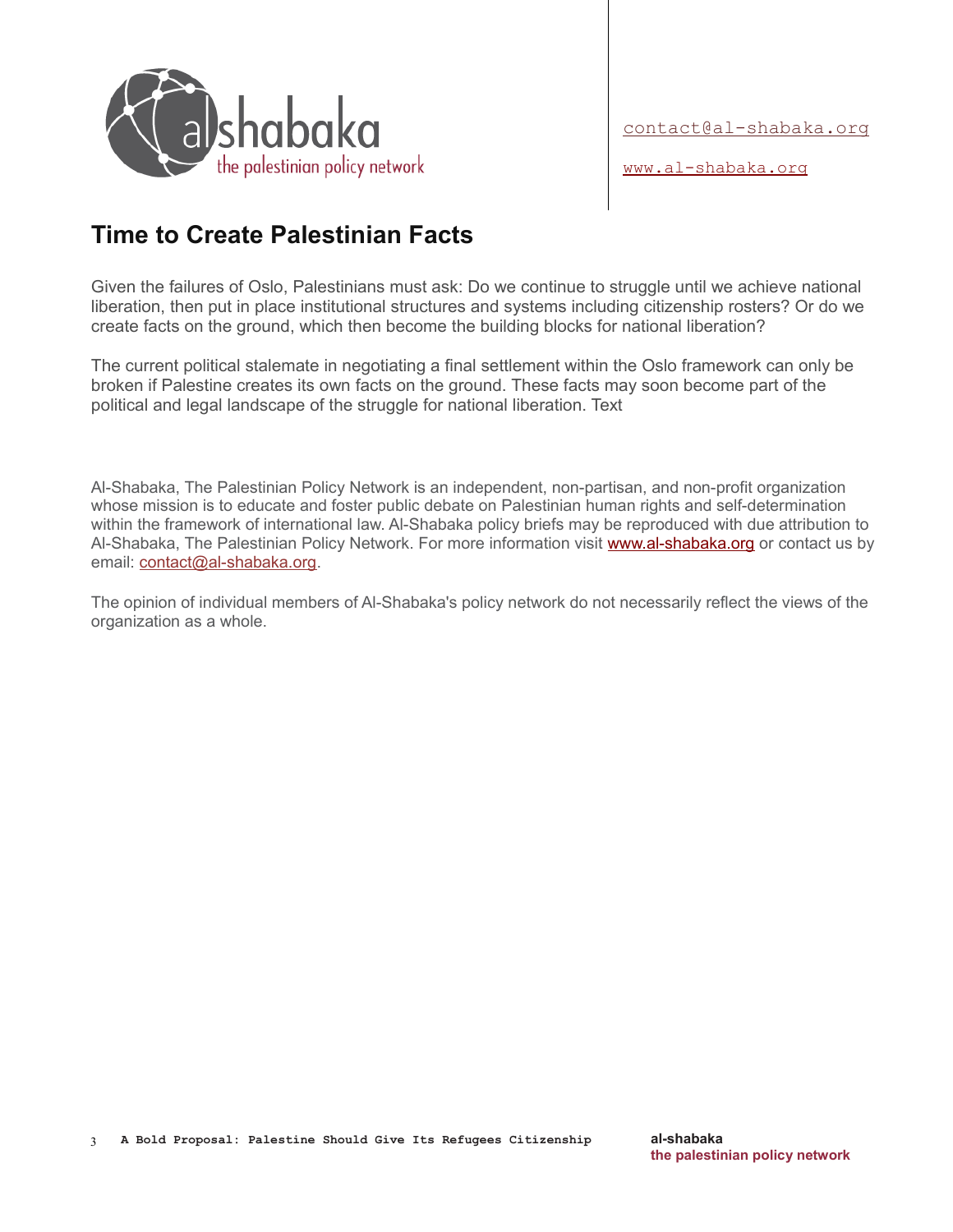contact@al-shabaka.org

www.al-shabaka.org

## Time to Create Palestinian Facts

Given the failures of Oslo, Palestinians must ask: Do we continue to struggle until we achieve national liberation, then put in place institutional structures and systems including citizenship rosters? Or do we create facts on the ground, which then become the building blocks for national liberation?

The current political stalemate in negotiating a final settlement within the Oslo framework can only be broken if Palestine creates its own facts on the ground. These facts may soon become part of the political and legal landscape of the struggle for national liberation. Text

Al-Shabaka, The Palestinian Policy Network is an independent, non-partisan, and non-profit organization whose mission is to educate and foster public debate on Palestinian human rights and self-determination within the framework of international law. Al-Shabaka policy briefs may be reproduced with due attribution to Al-Shabaka, The Palestinian Policy Network. For more information visit www.al-shabaka.org or contact us by email: contact@al-shabaka.org.

The opinion of individual members of Al-Shabaka's policy network do not necessarily reflect the views of the organization as a whole.